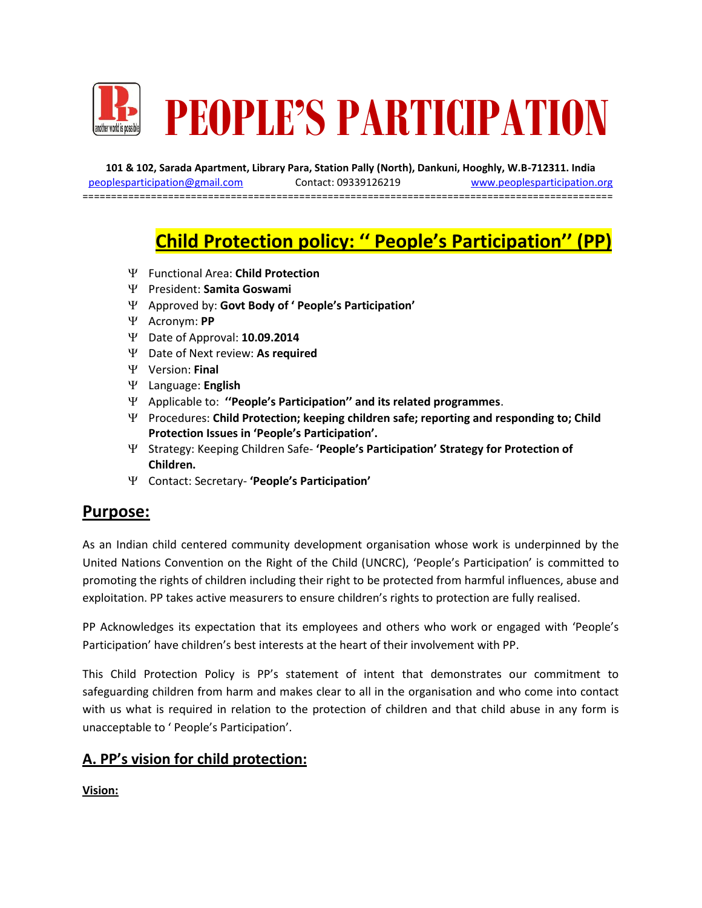# PEOPLE'S PARTICIPATION

**101 & 102, Sarada Apartment, Library Para, Station Pally (North), Dankuni, Hooghly, W.B-712311. India**

peoplesparticipation@gmail.com Contact: 09339126219 www.peoplesparticipation.org

## Child Protection policy: " People's Participation" (PP)

- Functional Area: **Child Protection**
- President: **Samita Goswami**
- Approved by: **Govt Body of ' People's Participation'**
- Acronym: **PP**
- Date of Approval: **10.09.2014**
- Date of Next review: **As required**
- Version: **Final**
- Language: **English**
- Applicable to: **''People's Participation'' and its related programmes**.
- Procedures: **Child Protection; keeping children safe; reporting and responding to; Child Protection Issues in 'People's Participation'.**
- Strategy: Keeping Children Safe- **'People's Participation' Strategy for Protection of Children.**
- Contact: Secretary- **'People's Participation'**

## Purpose:

As an Indian child centered community development organisation whose work is underpinned by the United Nations Convention on the Right of the Child (UNCRC), 'People's Participation' is committed to promoting the rights of children including their right to be protected from harmful influences, abuse and exploitation. PP takes active measurers to ensure children's rights to protection are fully realised.

PP Acknowledges its expectation that its employees and others who work or engaged with 'People's Participation' have children's best interests at the heart of their involvement with PP.

This Child Protection Policy is PP's statement of intent that demonstrates our commitment to safeguarding children from harm and makes clear to all in the organisation and who come into contact with us what is required in relation to the protection of children and that child abuse in any form is unacceptable to ' People's Participation'.

## A. PP's vision for child protection:

**Vision:**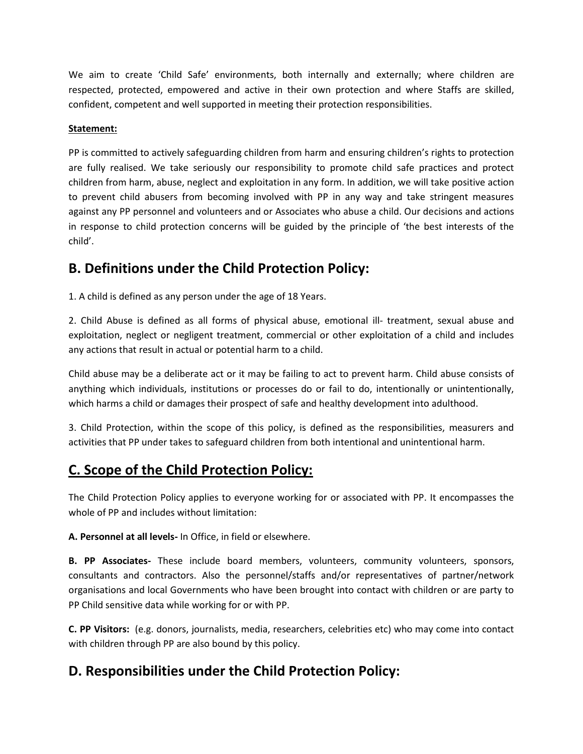We aim to create 'Child Safe' environments, both internally and externally; where children are respected, protected, empowered and active in their own protection and where Staffs are skilled, confident, competent and well supported in meeting their protection responsibilities.

**Statement:**

PP is committed to actively safeguarding children from harm and ensuring children's rights to protection are fully realised. We take seriously our responsibility to promote child safe practices and protect children from harm, abuse, neglect and exploitation in any form. In addition, we will take positive action to prevent child abusers from becoming involved with PP in any way and take stringent measures against any PP personnel and volunteers and or Associates who abuse a child. Our decisions and actions in response to child protection concerns will be guided by the principle of 'the best interests of the child'.

## B. Definitions under the Child Protection Policy:

1. A child is defined as any person under the age of 18 Years.

2. Child Abuse is defined as all forms of physical abuse, emotional ill- treatment, sexual abuse and exploitation, neglect or negligent treatment, commercial or other exploitation of a child and includes any actions that result in actual or potential harm to a child.

Child abuse may be a deliberate act or it may be failing to act to prevent harm. Child abuse consists of anything which individuals, institutions or processes do or fail to do, intentionally or unintentionally, which harms a child or damages their prospect of safe and healthy development into adulthood.

3. Child Protection, within the scope of this policy, is defined as the responsibilities, measurers and activities that PP under takes to safeguard children from both intentional and unintentional harm.

## C. Scope of the Child Protection Policy:

The Child Protection Policy applies to everyone working for or associated with PP. It encompasses the whole of PP and includes without limitation:

**A. Personnel at all levels-** In Office, in field or elsewhere.

**B. PP Associates-** These include board members, volunteers, community volunteers, sponsors, consultants and contractors. Also the personnel/staffs and/or representatives of partner/network organisations and local Governments who have been brought into contact with children or are party to PP Child sensitive data while working for or with PP.

**C. PP Visitors:** (e.g. donors, journalists, media, researchers, celebrities etc) who may come into contact with children through PP are also bound by this policy.

## D. Responsibilities under the Child Protection Policy: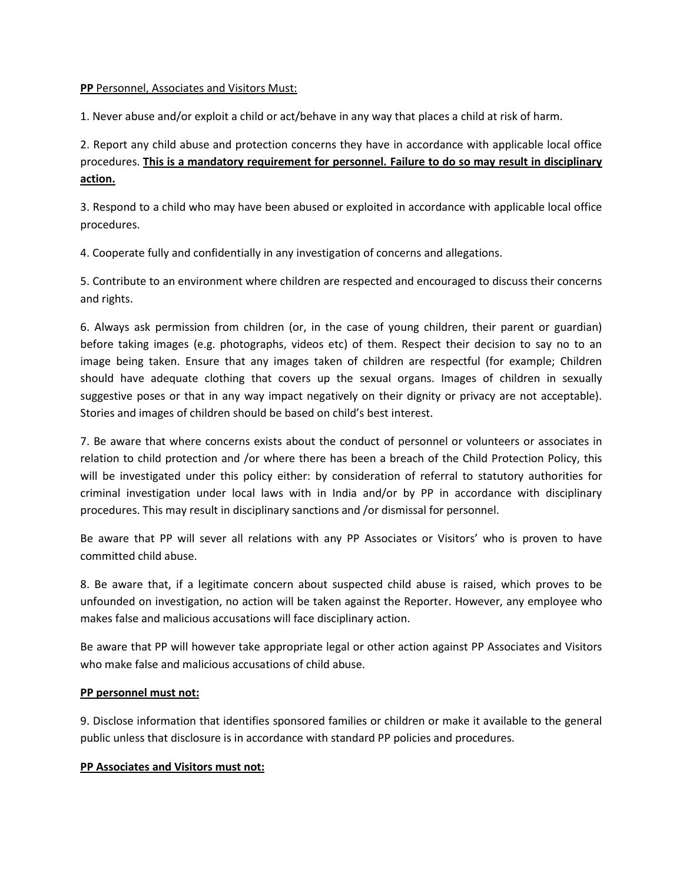<u>**PP** Personnel, Associates and Visitors Must:</u>

1. Never abuse and/or exploit a child or act/behave in any way that places a child at risk of harm.

2. Report any child abuse and protection concerns they have in accordance with applicable local office procedures. <u>**This is a mandatory requirement for personnel. Failure to do so may result in disciplinary action.**</u>

3. Respond to a child who may have been abused or exploited in accordance with applicable local office procedures.

4. Cooperate fully and confidentially in any investigation of concerns and allegations.

5. Contribute to an environment where children are respected and encouraged to discuss their concerns and rights.

6. Always ask permission from children (or, in the case of young children, their parent or guardian) before taking images (e.g. photographs, videos etc) of them. Respect their decision to say no to an image being taken. Ensure that any images taken of children are respectful (for example; Children should have adequate clothing that covers up the sexual organs. Images of children in sexually suggestive poses or that in any way impact negatively on their dignity or privacy are not acceptable). Stories and images of children should be based on child's best interest.

7. Be aware that where concerns exists about the conduct of personnel or volunteers or associates in relation to child protection and /or where there has been a breach of the Child Protection Policy, this will be investigated under this policy either: by consideration of referral to statutory authorities for criminal investigation under local laws with in India and/or by PP in accordance with disciplinary procedures. This may result in disciplinary sanctions and /or dismissal for personnel.

Be aware that PP will sever all relations with any PP Associates or Visitors' who is proven to have committed child abuse.

8. Be aware that, if a legitimate concern about suspected child abuse is raised, which proves to be unfounded on investigation, no action will be taken against the Reporter. However, any employee who makes false and malicious accusations will face disciplinary action.

Be aware that PP will however take appropriate legal or other action against PP Associates and Visitors who make false and malicious accusations of child abuse.

<u>**PP personnel must not:**</u>

9. Disclose information that identifies sponsored families or children or make it available to the general public unless that disclosure is in accordance with standard PP policies and procedures.

<u>**PP Associates and Visitors must not:**</u>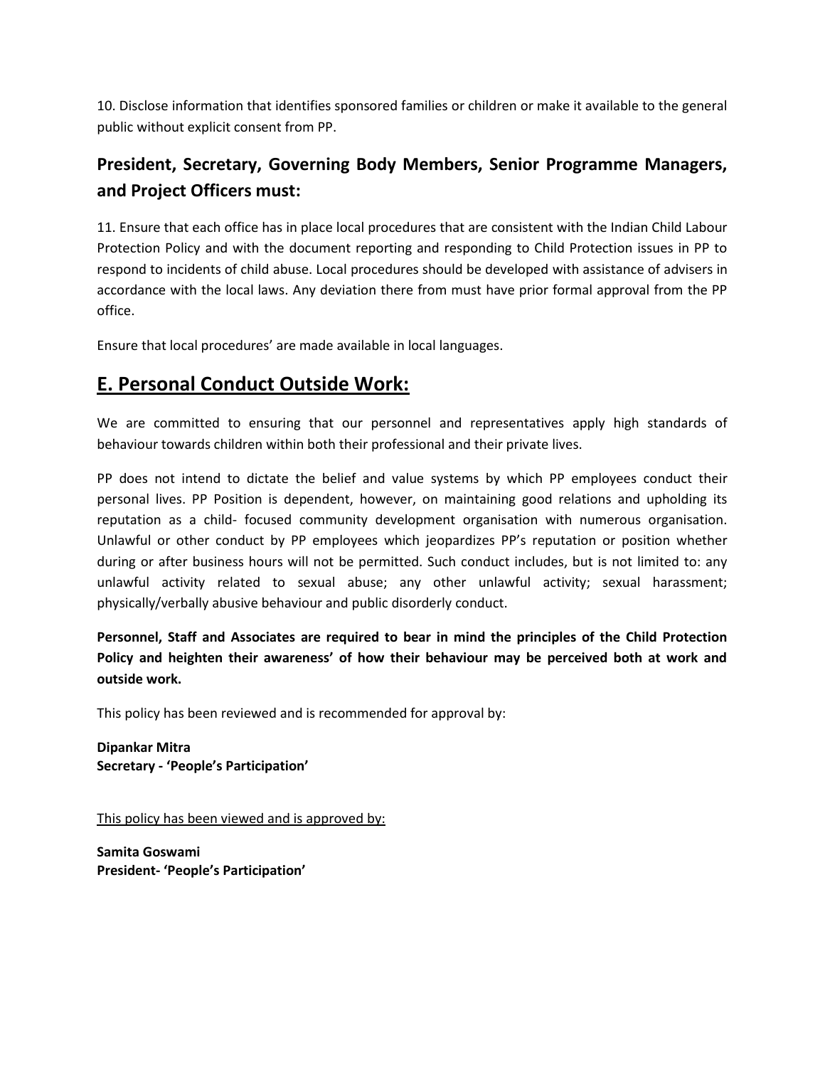10. Disclose information that identifies sponsored families or children or make it available to the general public without explicit consent from PP.

### President, Secretary, Governing Body Members, Senior Programme Managers, and Project Officers must:

11. Ensure that each office has in place local procedures that are consistent with the Indian Child Labour Protection Policy and with the document reporting and responding to Child Protection issues in PP to respond to incidents of child abuse. Local procedures should be developed with assistance of advisers in accordance with the local laws. Any deviation there from must have prior formal approval from the PP office.

Ensure that local procedures' are made available in local languages.

## E. Personal Conduct Outside Work:

We are committed to ensuring that our personnel and representatives apply high standards of behaviour towards children within both their professional and their private lives.

PP does not intend to dictate the belief and value systems by which PP employees conduct their personal lives. PP Position is dependent, however, on maintaining good relations and upholding its reputation as a child- focused community development organisation with numerous organisation. Unlawful or other conduct by PP employees which jeopardizes PP's reputation or position whether during or after business hours will not be permitted. Such conduct includes, but is not limited to: any unlawful activity related to sexual abuse; any other unlawful activity; sexual harassment; physically/verbally abusive behaviour and public disorderly conduct.

**Personnel, Staff and Associates are required to bear in mind the principles of the Child Protection Policy and heighten their awareness' of how their behaviour may be perceived both at work and outside work.**

This policy has been reviewed and is recommended for approval by:

**Dipankar Mitra**
**Secretary - 'People's Participation'**

This policy has been viewed and is approved by:

**Samita Goswami**
**President- 'People's Participation'**